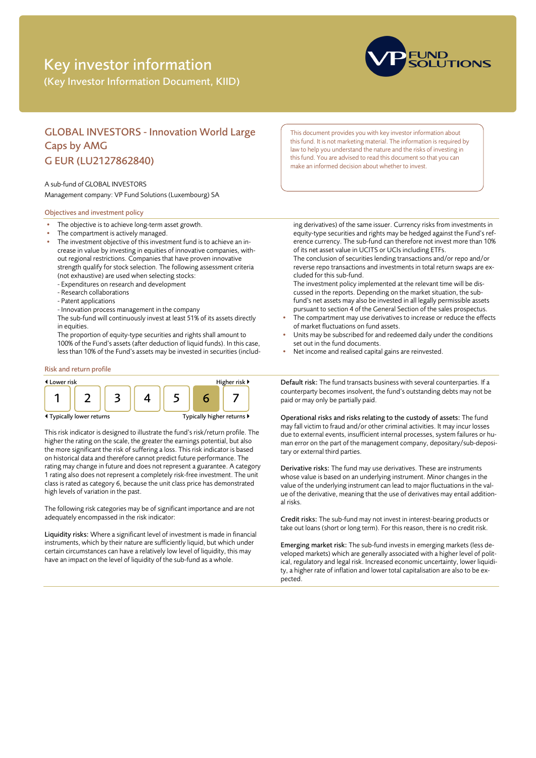# Key investor information

(Key Investor Information Document, KIID)

## GLOBAL INVESTORS - Innovation World Large Caps by AMG G EUR (LU2127862840)

A sub-fund of GLOBAL INVESTORS

Management company: VP Fund Solutions (Luxembourg) SA

This document provides you with key investor information about this fund. It is not marketing material. The information is required by law to help you understand the nature and the risks of investing in this fund. You are advised to read this document so that you can make an informed decision about whether to invest.

### Objectives and investment policy

- The objective is to achieve long-term asset growth.
- The compartment is actively managed.
- The investment objective of this investment fund is to achieve an increase in value by investing in equities of innovative companies, without regional restrictions. Companies that have proven innovative strength qualify for stock selection. The following assessment criteria (not exhaustive) are used when selecting stocks:
  - Expenditures on research and development
  - Research collaborations
  - Patent applications
  - Innovation process management in the company

  The sub-fund will continuously invest at least 51% of its assets directly in equities.

  The proportion of equity-type securities and rights shall amount to 100% of the Fund's assets (after deduction of liquid funds). In this case, less than 10% of the Fund's assets may be invested in securities (including derivatives) of the same issuer. Currency risks from investments in equity-type securities and rights may be hedged against the Fund's reference currency. The sub-fund can therefore not invest more than 10% of its net asset value in UCITS or UCIs including ETFs.

  The conclusion of securities lending transactions and/or repo and/or reverse repo transactions and investments in total return swaps are excluded for this sub-fund.

  The investment policy implemented at the relevant time will be discussed in the reports. Depending on the market situation, the sub-fund's net assets may also be invested in all legally permissible assets pursuant to section 4 of the General Section of the sales prospectus.
- The compartment may use derivatives to increase or reduce the effects of market fluctuations on fund assets.
- Units may be subscribed for and redeemed daily under the conditions set out in the fund documents.
- Net income and realised capital gains are reinvested.

### Risk and return profile

◂ Lower risk — Higher risk ▸

| 1 | 2 | 3 | 4 | 5 | **6** | 7 |
|---|---|---|---|---|---|---|

◂ Typically lower returns — Typically higher returns ▸

This risk indicator is designed to illustrate the fund's risk/return profile. The higher the rating on the scale, the greater the earnings potential, but also the more significant the risk of suffering a loss. This risk indicator is based on historical data and therefore cannot predict future performance. The rating may change in future and does not represent a guarantee. A category 1 rating also does not represent a completely risk-free investment. The unit class is rated as category 6, because the unit class price has demonstrated high levels of variation in the past.

The following risk categories may be of significant importance and are not adequately encompassed in the risk indicator:

**Liquidity risks:** Where a significant level of investment is made in financial instruments, which by their nature are sufficiently liquid, but which under certain circumstances can have a relatively low level of liquidity, this may have an impact on the level of liquidity of the sub-fund as a whole.

**Default risk:** The fund transacts business with several counterparties. If a counterparty becomes insolvent, the fund's outstanding debts may not be paid or may only be partially paid.

**Operational risks and risks relating to the custody of assets:** The fund may fall victim to fraud and/or other criminal activities. It may incur losses due to external events, insufficient internal processes, system failures or human error on the part of the management company, depositary/sub-depositary or external third parties.

**Derivative risks:** The fund may use derivatives. These are instruments whose value is based on an underlying instrument. Minor changes in the value of the underlying instrument can lead to major fluctuations in the value of the derivative, meaning that the use of derivatives may entail additional risks.

**Credit risks:** The sub-fund may not invest in interest-bearing products or take out loans (short or long term). For this reason, there is no credit risk.

**Emerging market risk:** The sub-fund invests in emerging markets (less developed markets) which are generally associated with a higher level of political, regulatory and legal risk. Increased economic uncertainty, lower liquidity, a higher rate of inflation and lower total capitalisation are also to be expected.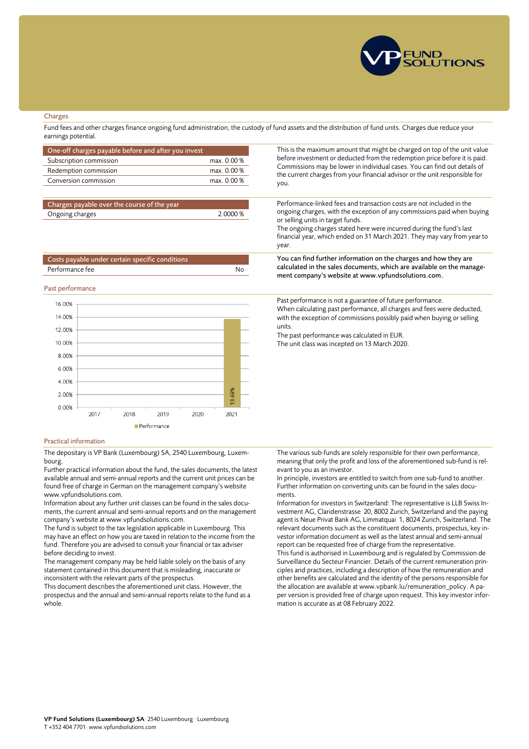## Charges

Fund fees and other charges finance ongoing fund administration, the custody of fund assets and the distribution of fund units. Charges due reduce your earnings potential.

| One-off charges payable before and after you invest | |
|---|---|
| Subscription commission | max. 0.00 % |
| Redemption commission | max. 0.00 % |
| Conversion commission | max. 0.00 % |

This is the maximum amount that might be charged on top of the unit value before investment or deducted from the redemption price before it is paid. Commissions may be lower in individual cases. You can find out details of the current charges from your financial advisor or the unit responsible for you.

| Charges payable over the course of the year | |
|---|---|
| Ongoing charges | 2.0000 % |

Performance-linked fees and transaction costs are not included in the ongoing charges, with the exception of any commissions paid when buying or selling units in target funds.
The ongoing charges stated here were incurred during the fund's last financial year, which ended on 31 March 2021. They may vary from year to year.

| Costs payable under certain specific conditions | |
|---|---|
| Performance fee | No |

**You can find further information on the charges and how they are calculated in the sales documents, which are available on the management company's website at www.vpfundsolutions.com.**

## Past performance

16.00%
14.00%
12.00%
10.00%
8.00%
6.00%
4.00%
2.00%
0.00%
2017
2018
2019
2020
2021
13.69%
Performance

Past performance is not a guarantee of future performance.
When calculating past performance, all charges and fees were deducted, with the exception of commissions possibly paid when buying or selling units.
The past performance was calculated in EUR.
The unit class was incepted on 13 March 2020.

## Practical information

The depositary is VP Bank (Luxembourg) SA, 2540 Luxembourg, Luxembourg.
Further practical information about the fund, the sales documents, the latest available annual and semi-annual reports and the current unit prices can be found free of charge in German on the management company's website www.vpfundsolutions.com.
Information about any further unit classes can be found in the sales documents, the current annual and semi-annual reports and on the management company's website at www.vpfundsolutions.com.
The fund is subject to the tax legislation applicable in Luxembourg. This may have an effect on how you are taxed in relation to the income from the fund. Therefore you are advised to consult your financial or tax adviser before deciding to invest.
The management company may be held liable solely on the basis of any statement contained in this document that is misleading, inaccurate or inconsistent with the relevant parts of the prospectus.
This document describes the aforementioned unit class. However, the prospectus and the annual and semi-annual reports relate to the fund as a whole.

The various sub-funds are solely responsible for their own performance, meaning that only the profit and loss of the aforementioned sub-fund is relevant to you as an investor.
In principle, investors are entitled to switch from one sub-fund to another. Further information on converting units can be found in the sales documents.
Information for investors in Switzerland: The representative is LLB Swiss Investment AG, Claridenstrasse 20, 8002 Zurich, Switzerland and the paying agent is Neue Privat Bank AG, Limmatquai 1, 8024 Zurich, Switzerland. The relevant documents such as the constituent documents, prospectus, key investor information document as well as the latest annual and semi-annual report can be requested free of charge from the representative.
This fund is authorised in Luxembourg and is regulated by Commission de Surveillance du Secteur Financier. Details of the current remuneration principles and practices, including a description of how the remuneration and other benefits are calculated and the identity of the persons responsible for the allocation are available at www.vpbank.lu/remuneration_policy. A paper version is provided free of charge upon request. This key investor information is accurate as at 08 February 2022.